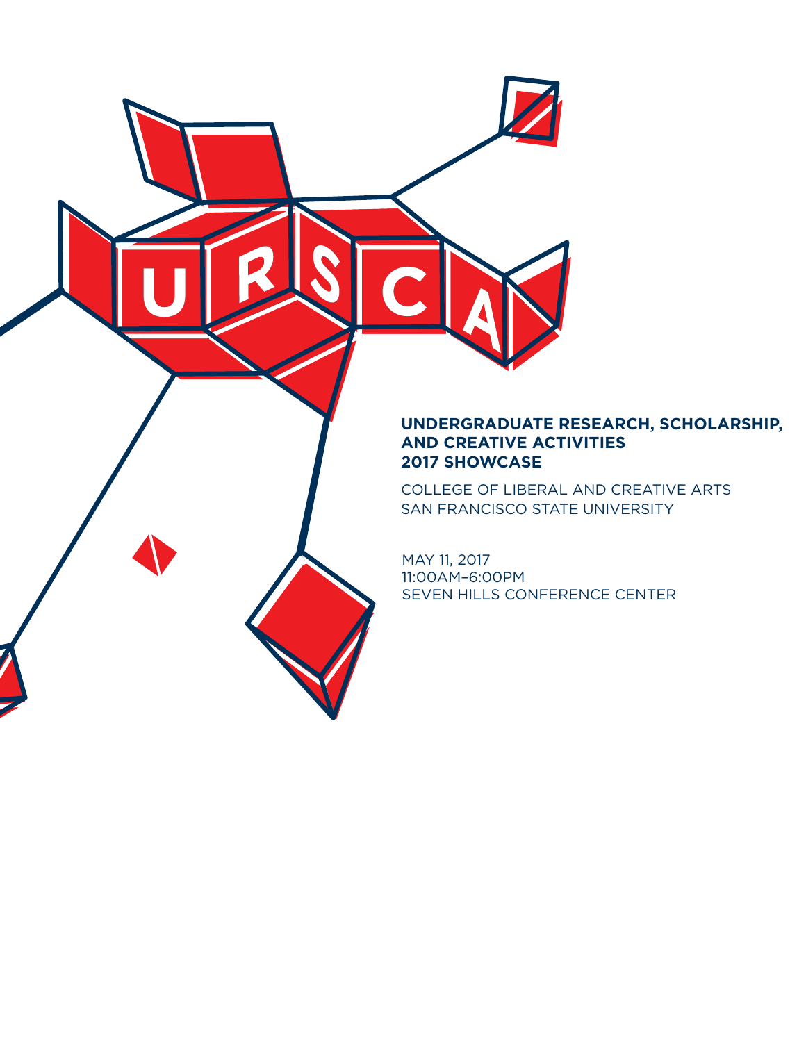URSCA

# UNDERGRADUATE RESEARCH, SCHOLARSHIP, AND CREATIVE ACTIVITIES 2017 SHOWCASE

COLLEGE OF LIBERAL AND CREATIVE ARTS
SAN FRANCISCO STATE UNIVERSITY

MAY 11, 2017
11:00AM–6:00PM
SEVEN HILLS CONFERENCE CENTER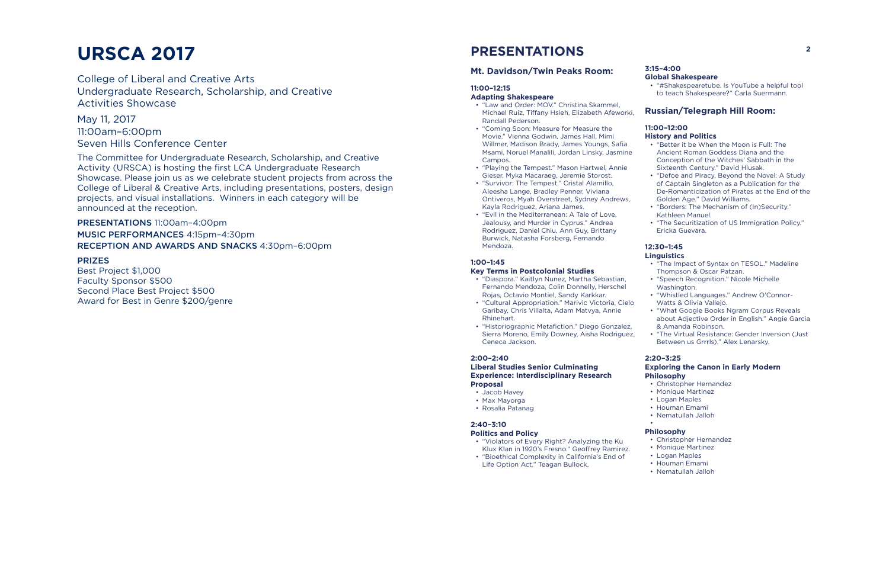# URSCA 2017

College of Liberal and Creative Arts
Undergraduate Research, Scholarship, and Creative Activities Showcase

May 11, 2017
11:00am–6:00pm
Seven Hills Conference Center

The Committee for Undergraduate Research, Scholarship, and Creative Activity (URSCA) is hosting the first LCA Undergraduate Research Showcase. Please join us as we celebrate student projects from across the College of Liberal & Creative Arts, including presentations, posters, design projects, and visual installations. Winners in each category will be announced at the reception.

PRESENTATIONS 11:00am–4:00pm
MUSIC PERFORMANCES 4:15pm–4:30pm
RECEPTION AND AWARDS AND SNACKS 4:30pm–6:00pm

PRIZES
Best Project $1,000
Faculty Sponsor $500
Second Place Best Project $500
Award for Best in Genre $200/genre

# PRESENTATIONS

## Mt. Davidson/Twin Peaks Room:

**11:00–12:15**
**Adapting Shakespeare**

- "Law and Order: MOV." Christina Skammel, Michael Ruiz, Tiffany Hsieh, Elizabeth Afeworki, Randall Pederson.
- "Coming Soon: Measure for Measure the Movie." Vienna Godwin, James Hall, Mimi Willmer, Madison Brady, James Youngs, Safia Msami, Noruel Manalili, Jordan Linsky, Jasmine Campos.
- "Playing the Tempest." Mason Hartwel, Annie Gieser, Myka Macaraeg, Jeremie Storost.
- "Survivor: The Tempest." Cristal Alamillo, Aleesha Lange, Bradley Penner, Viviana Ontiveros, Myah Overstreet, Sydney Andrews, Kayla Rodriguez, Ariana James.
- "Evil in the Mediterranean: A Tale of Love, Jealousy, and Murder in Cyprus." Andrea Rodriguez, Daniel Chiu, Ann Guy, Brittany Burwick, Natasha Forsberg, Fernando Mendoza.

**1:00–1:45**
**Key Terms in Postcolonial Studies**

- "Diaspora." Kaitlyn Nunez, Martha Sebastian, Fernando Mendoza, Colin Donnelly, Herschel Rojas, Octavio Montiel, Sandy Karkkar.
- "Cultural Appropriation." Marivic Victoria, Cielo Garibay, Chris Villalta, Adam Matvya, Annie Rhinehart.
- "Historiographic Metafiction." Diego Gonzalez, Sierra Moreno, Emily Downey, Aisha Rodriguez, Ceneca Jackson.

**2:00–2:40**
**Liberal Studies Senior Culminating Experience: Interdisciplinary Research Proposal**

- Jacob Havey
- Max Mayorga
- Rosalia Patanag

**2:40–3:10**
**Politics and Policy**

- "Violators of Every Right? Analyzing the Ku Klux Klan in 1920's Fresno." Geoffrey Ramirez.
- "Bioethical Complexity in California's End of Life Option Act." Teagan Bullock,

**3:15–4:00**
**Global Shakespeare**

- "#Shakespearetube. Is YouTube a helpful tool to teach Shakespeare?" Carla Suermann.

## Russian/Telegraph Hill Room:

**11:00–12:00**
**History and Politics**

- "Better it be When the Moon is Full: The Ancient Roman Goddess Diana and the Conception of the Witches' Sabbath in the Sixteenth Century." David Hlusak.
- "Defoe and Piracy, Beyond the Novel: A Study of Captain Singleton as a Publication for the De-Romanticization of Pirates at the End of the Golden Age." David Williams.
- "Borders: The Mechanism of (In)Security." Kathleen Manuel.
- "The Securitization of US Immigration Policy." Ericka Guevara.

**12:30–1:45**
**Linguistics**

- "The Impact of Syntax on TESOL." Madeline Thompson & Oscar Patzan.
- "Speech Recognition." Nicole Michelle Washington.
- "Whistled Languages." Andrew O'Connor-Watts & Olivia Vallejo.
- "What Google Books Ngram Corpus Reveals about Adjective Order in English." Angie Garcia & Amanda Robinson.
- "The Virtual Resistance: Gender Inversion (Just Between us Grrrls)." Alex Lenarsky.

**2:20–3:25**
**Exploring the Canon in Early Modern Philosophy**

- Christopher Hernandez
- Monique Martinez
- Logan Maples
- Houman Emami
- Nematullah Jalloh

**Philosophy**

- Christopher Hernandez
- Monique Martinez
- Logan Maples
- Houman Emami
- Nematullah Jalloh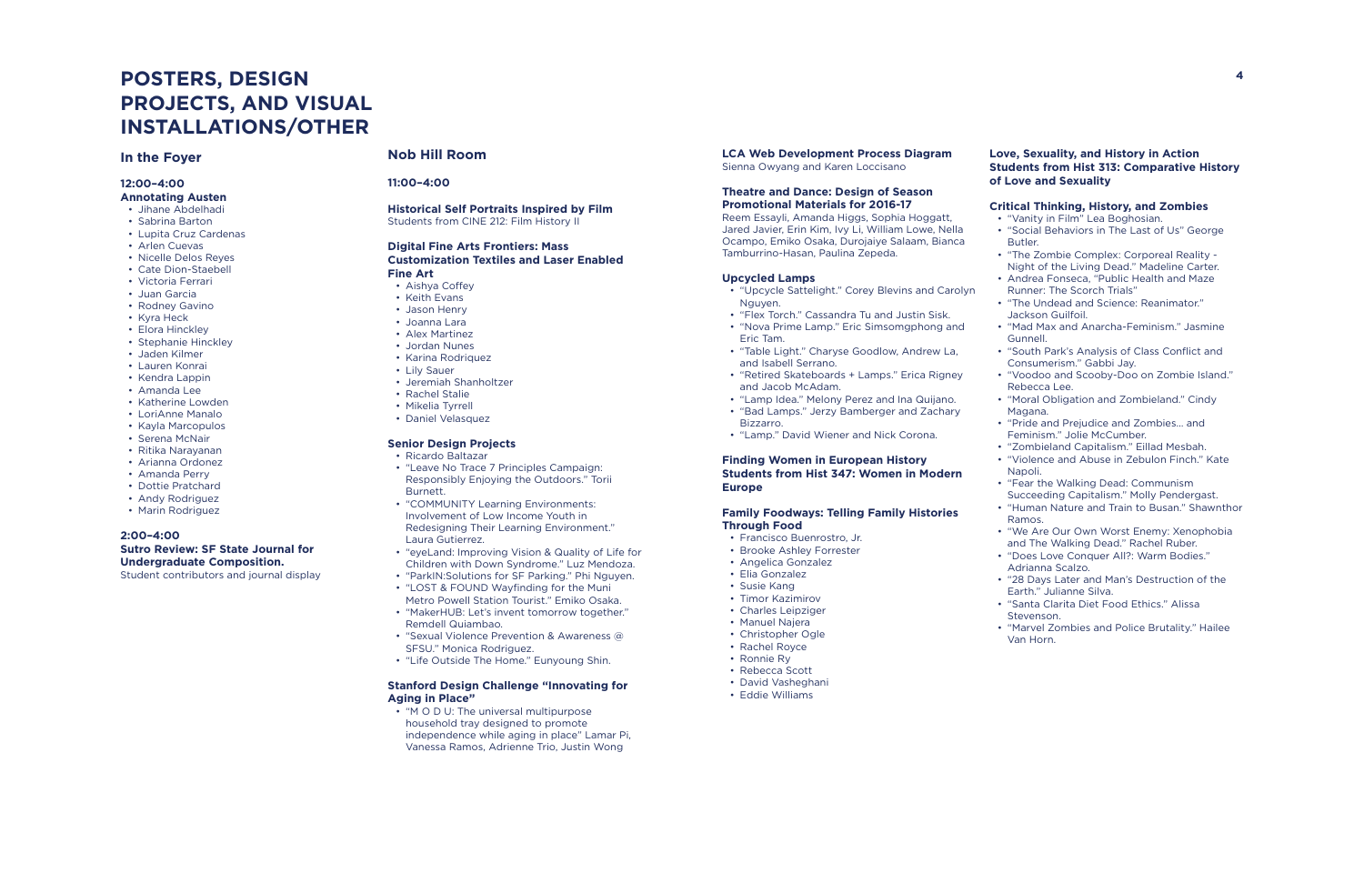# POSTERS, DESIGN PROJECTS, AND VISUAL INSTALLATIONS/OTHER

## In the Foyer

### 12:00–4:00

**Annotating Austen**

- Jihane Abdelhadi
- Sabrina Barton
- Lupita Cruz Cardenas
- Arlen Cuevas
- Nicelle Delos Reyes
- Cate Dion-Staebell
- Victoria Ferrari
- Juan Garcia
- Rodney Gavino
- Kyra Heck
- Elora Hinckley
- Stephanie Hinckley
- Jaden Kilmer
- Lauren Konrai
- Kendra Lappin
- Amanda Lee
- Katherine Lowden
- LoriAnne Manalo
- Kayla Marcopulos
- Serena McNair
- Ritika Narayanan
- Arianna Ordonez
- Amanda Perry
- Dottie Pratchard
- Andy Rodriguez
- Marin Rodriguez

### 2:00–4:00

**Sutro Review: SF State Journal for Undergraduate Composition.**

Student contributors and journal display

## Nob Hill Room

### 11:00–4:00

**Historical Self Portraits Inspired by Film**

Students from CINE 212: Film History II

**Digital Fine Arts Frontiers: Mass Customization Textiles and Laser Enabled Fine Art**

- Aishya Coffey
- Keith Evans
- Jason Henry
- Joanna Lara
- Alex Martinez
- Jordan Nunes
- Karina Rodriquez
- Lily Sauer
- Jeremiah Shanholtzer
- Rachel Stalie
- Mikelia Tyrrell
- Daniel Velasquez

**Senior Design Projects**

- Ricardo Baltazar
- "Leave No Trace 7 Principles Campaign: Responsibly Enjoying the Outdoors." Torii Burnett.
- "COMMUNITY Learning Environments: Involvement of Low Income Youth in Redesigning Their Learning Environment." Laura Gutierrez.
- "eyeLand: Improving Vision & Quality of Life for Children with Down Syndrome." Luz Mendoza.
- "ParkIN:Solutions for SF Parking." Phi Nguyen.
- "LOST & FOUND Wayfinding for the Muni Metro Powell Station Tourist." Emiko Osaka.
- "MakerHUB: Let's invent tomorrow together." Remdell Quiambao.
- "Sexual Violence Prevention & Awareness @ SFSU." Monica Rodriguez.
- "Life Outside The Home." Eunyoung Shin.

**Stanford Design Challenge "Innovating for Aging in Place"**

- "M O D U: The universal multipurpose household tray designed to promote independence while aging in place" Lamar Pi, Vanessa Ramos, Adrienne Trio, Justin Wong

**LCA Web Development Process Diagram**

Sienna Owyang and Karen Loccisano

**Theatre and Dance: Design of Season Promotional Materials for 2016-17**

Reem Essayli, Amanda Higgs, Sophia Hoggatt, Jared Javier, Erin Kim, Ivy Li, William Lowe, Nella Ocampo, Emiko Osaka, Durojaiye Salaam, Bianca Tamburrino-Hasan, Paulina Zepeda.

**Upcycled Lamps**

- "Upcycle Sattelight." Corey Blevins and Carolyn Nguyen.
- "Flex Torch." Cassandra Tu and Justin Sisk.
- "Nova Prime Lamp." Eric Simsomgphong and Eric Tam.
- "Table Light." Charyse Goodlow, Andrew La, and Isabell Serrano.
- "Retired Skateboards + Lamps." Erica Rigney and Jacob McAdam.
- "Lamp Idea." Melony Perez and Ina Quijano.
- "Bad Lamps." Jerzy Bamberger and Zachary Bizzarro.
- "Lamp." David Wiener and Nick Corona.

**Finding Women in European History Students from Hist 347: Women in Modern Europe**

**Family Foodways: Telling Family Histories Through Food**

- Francisco Buenrostro, Jr.
- Brooke Ashley Forrester
- Angelica Gonzalez
- Elia Gonzalez
- Susie Kang
- Timor Kazimirov
- Charles Leipziger
- Manuel Najera
- Christopher Ogle
- Rachel Royce
- Ronnie Ry
- Rebecca Scott
- David Vasheghani
- Eddie Williams

**Love, Sexuality, and History in Action Students from Hist 313: Comparative History of Love and Sexuality**

**Critical Thinking, History, and Zombies**

- "Vanity in Film" Lea Boghosian.
- "Social Behaviors in The Last of Us" George Butler.
- "The Zombie Complex: Corporeal Reality - Night of the Living Dead." Madeline Carter.
- Andrea Fonseca, "Public Health and Maze Runner: The Scorch Trials"
- "The Undead and Science: Reanimator." Jackson Guilfoil.
- "Mad Max and Anarcha-Feminism." Jasmine Gunnell.
- "South Park's Analysis of Class Conflict and Consumerism." Gabbi Jay.
- "Voodoo and Scooby-Doo on Zombie Island." Rebecca Lee.
- "Moral Obligation and Zombieland." Cindy Magana.
- "Pride and Prejudice and Zombies... and Feminism." Jolie McCumber.
- "Zombieland Capitalism." Eillad Mesbah.
- "Violence and Abuse in Zebulon Finch." Kate Napoli.
- "Fear the Walking Dead: Communism Succeeding Capitalism." Molly Pendergast.
- "Human Nature and Train to Busan." Shawnthor Ramos.
- "We Are Our Own Worst Enemy: Xenophobia and The Walking Dead." Rachel Ruber.
- "Does Love Conquer All?: Warm Bodies." Adrianna Scalzo.
- "28 Days Later and Man's Destruction of the Earth." Julianne Silva.
- "Santa Clarita Diet Food Ethics." Alissa Stevenson.
- "Marvel Zombies and Police Brutality." Hailee Van Horn.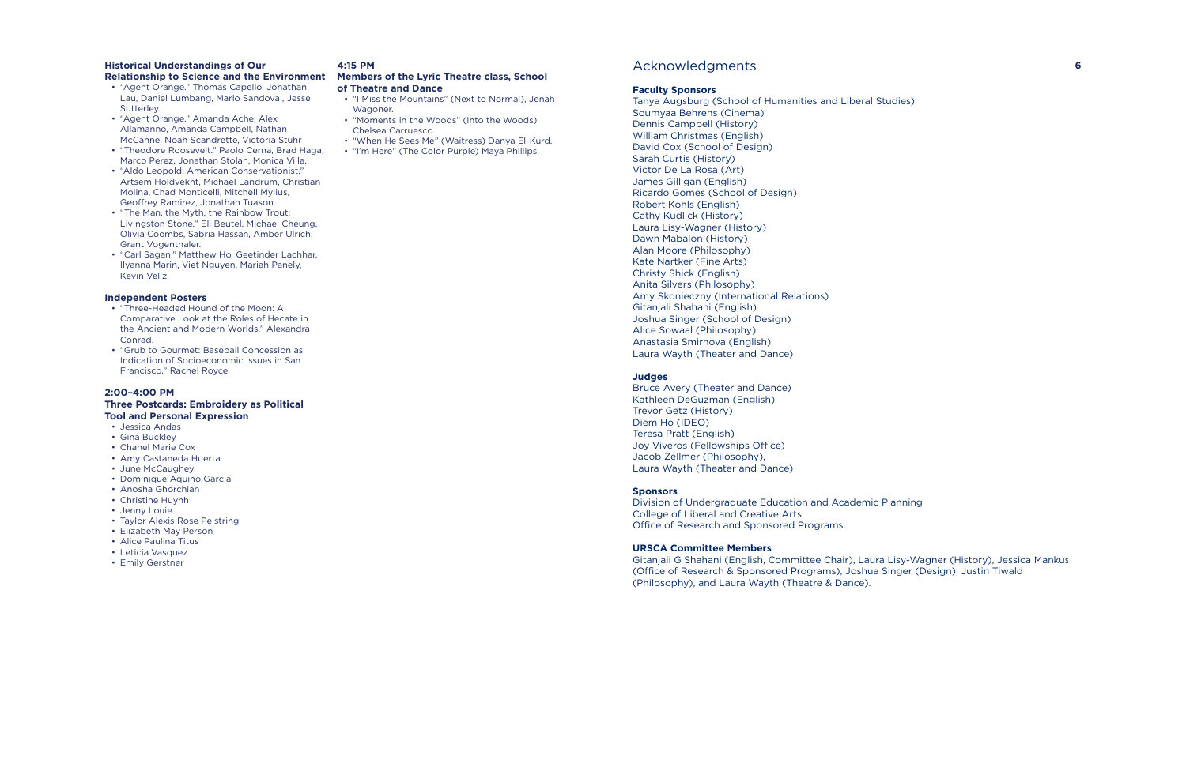### Historical Understandings of Our Relationship to Science and the Environment

- "Agent Orange." Thomas Capello, Jonathan Lau, Daniel Lumbang, Marlo Sandoval, Jesse Sutterley.
- "Agent Orange." Amanda Ache, Alex Allamanno, Amanda Campbell, Nathan McCanne, Noah Scandrette, Victoria Stuhr
- "Theodore Roosevelt." Paolo Cerna, Brad Haga, Marco Perez, Jonathan Stolan, Monica Villa.
- "Aldo Leopold: American Conservationist." Artsem Holdvekht, Michael Landrum, Christian Molina, Chad Monticelli, Mitchell Mylius, Geoffrey Ramirez, Jonathan Tuason
- "The Man, the Myth, the Rainbow Trout: Livingston Stone." Eli Beutel, Michael Cheung, Olivia Coombs, Sabria Hassan, Amber Ulrich, Grant Vogenthaler.
- "Carl Sagan." Matthew Ho, Geetinder Lachhar, Ilyanna Marin, Viet Nguyen, Mariah Panely, Kevin Veliz.

### Independent Posters

- "Three-Headed Hound of the Moon: A Comparative Look at the Roles of Hecate in the Ancient and Modern Worlds." Alexandra Conrad.
- "Grub to Gourmet: Baseball Concession as Indication of Socioeconomic Issues in San Francisco." Rachel Royce.

### 2:00–4:00 PM

### Three Postcards: Embroidery as Political Tool and Personal Expression

- Jessica Andas
- Gina Buckley
- Chanel Marie Cox
- Amy Castaneda Huerta
- June McCaughey
- Dominique Aquino Garcia
- Anosha Ghorchian
- Christine Huynh
- Jenny Louie
- Taylor Alexis Rose Pelstring
- Elizabeth May Person
- Alice Paulina Titus
- Leticia Vasquez
- Emily Gerstner

### 4:15 PM

### Members of the Lyric Theatre class, School of Theatre and Dance

- "I Miss the Mountains" (Next to Normal), Jenah Wagoner.
- "Moments in the Woods" (Into the Woods) Chelsea Carruesco.
- "When He Sees Me" (Waitress) Danya El-Kurd.
- "I'm Here" (The Color Purple) Maya Phillips.

## Acknowledgments

### Faculty Sponsors

Tanya Augsburg (School of Humanities and Liberal Studies)
Soumyaa Behrens (Cinema)
Dennis Campbell (History)
William Christmas (English)
David Cox (School of Design)
Sarah Curtis (History)
Victor De La Rosa (Art)
James Gilligan (English)
Ricardo Gomes (School of Design)
Robert Kohls (English)
Cathy Kudlick (History)
Laura Lisy-Wagner (History)
Dawn Mabalon (History)
Alan Moore (Philosophy)
Kate Nartker (Fine Arts)
Christy Shick (English)
Anita Silvers (Philosophy)
Amy Skonieczny (International Relations)
Gitanjali Shahani (English)
Joshua Singer (School of Design)
Alice Sowaal (Philosophy)
Anastasia Smirnova (English)
Laura Wayth (Theater and Dance)

### Judges

Bruce Avery (Theater and Dance)
Kathleen DeGuzman (English)
Trevor Getz (History)
Diem Ho (IDEO)
Teresa Pratt (English)
Joy Viveros (Fellowships Office)
Jacob Zellmer (Philosophy),
Laura Wayth (Theater and Dance)

### Sponsors

Division of Undergraduate Education and Academic Planning
College of Liberal and Creative Arts
Office of Research and Sponsored Programs.

### URSCA Committee Members

Gitanjali G Shahani (English, Committee Chair), Laura Lisy-Wagner (History), Jessica Mankus (Office of Research & Sponsored Programs), Joshua Singer (Design), Justin Tiwald (Philosophy), and Laura Wayth (Theatre & Dance).